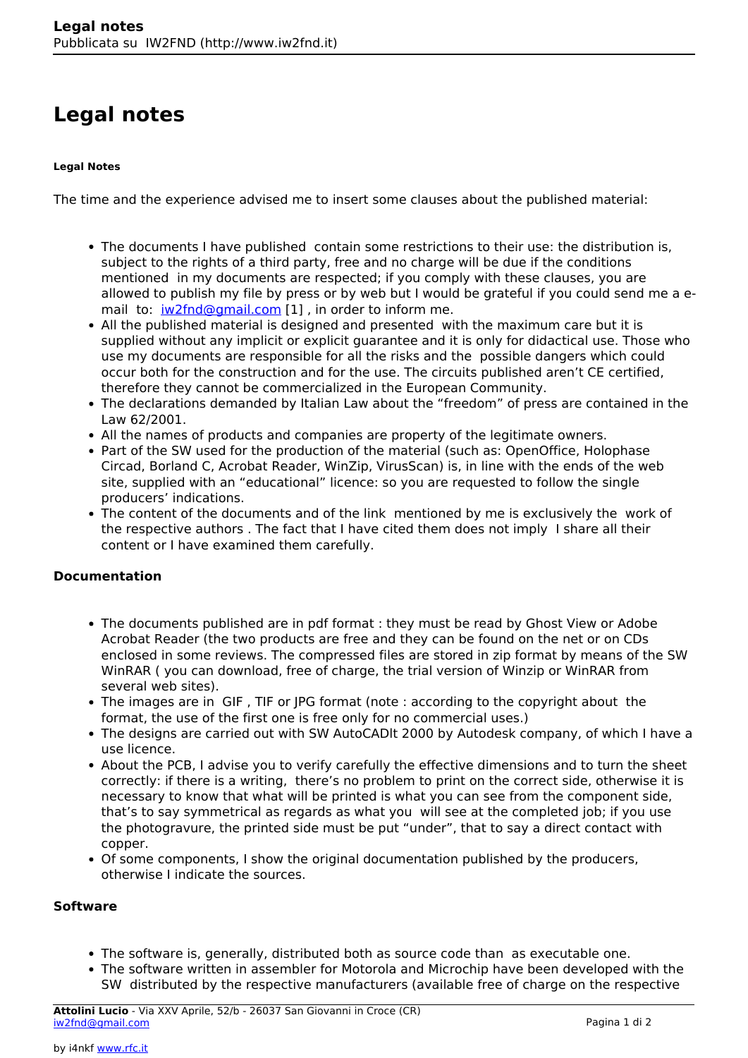# Legal notes

**Legal Notes**

The time and the experience advised me to insert some clauses about the published material:

- The documents I have published contain some restrictions to their use: the distribution is, subject to the rights of a third party, free and no charge will be due if the conditions mentioned in my documents are respected; if you comply with these clauses, you are allowed to publish my file by press or by web but I would be grateful if you could send me a e-mail to: iw2fnd@gmail.com [1] , in order to inform me.
- All the published material is designed and presented with the maximum care but it is supplied without any implicit or explicit guarantee and it is only for didactical use. Those who use my documents are responsible for all the risks and the possible dangers which could occur both for the construction and for the use. The circuits published aren't CE certified, therefore they cannot be commercialized in the European Community.
- The declarations demanded by Italian Law about the "freedom" of press are contained in the Law 62/2001.
- All the names of products and companies are property of the legitimate owners.
- Part of the SW used for the production of the material (such as: OpenOffice, Holophase Circad, Borland C, Acrobat Reader, WinZip, VirusScan) is, in line with the ends of the web site, supplied with an "educational" licence: so you are requested to follow the single producers' indications.
- The content of the documents and of the link mentioned by me is exclusively the work of the respective authors . The fact that I have cited them does not imply I share all their content or I have examined them carefully.

**Documentation**

- The documents published are in pdf format : they must be read by Ghost View or Adobe Acrobat Reader (the two products are free and they can be found on the net or on CDs enclosed in some reviews. The compressed files are stored in zip format by means of the SW WinRAR ( you can download, free of charge, the trial version of Winzip or WinRAR from several web sites).
- The images are in GIF , TIF or JPG format (note : according to the copyright about the format, the use of the first one is free only for no commercial uses.)
- The designs are carried out with SW AutoCADlt 2000 by Autodesk company, of which I have a use licence.
- About the PCB, I advise you to verify carefully the effective dimensions and to turn the sheet correctly: if there is a writing, there's no problem to print on the correct side, otherwise it is necessary to know that what will be printed is what you can see from the component side, that's to say symmetrical as regards as what you will see at the completed job; if you use the photogravure, the printed side must be put "under", that to say a direct contact with copper.
- Of some components, I show the original documentation published by the producers, otherwise I indicate the sources.

**Software**

- The software is, generally, distributed both as source code than as executable one.
- The software written in assembler for Motorola and Microchip have been developed with the SW distributed by the respective manufacturers (available free of charge on the respective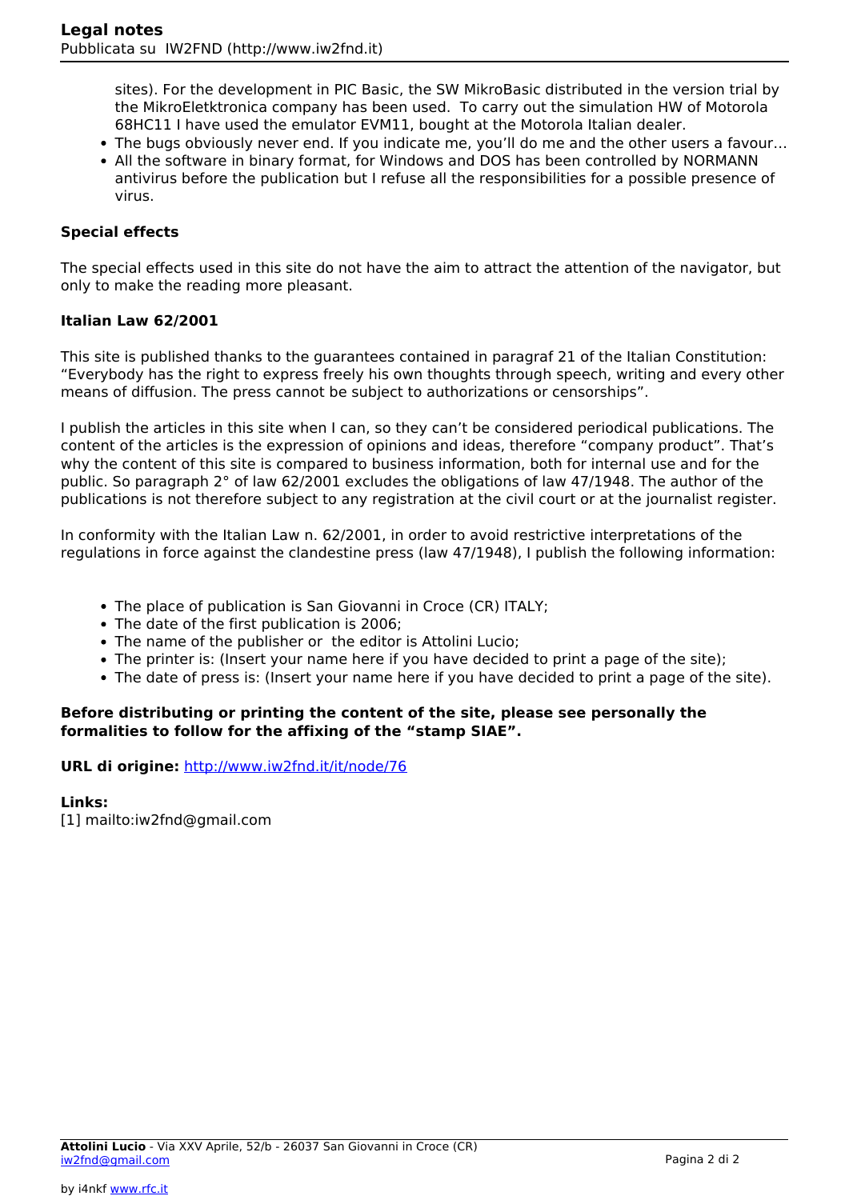sites). For the development in PIC Basic, the SW MikroBasic distributed in the version trial by the MikroEletktronica company has been used. To carry out the simulation HW of Motorola 68HC11 I have used the emulator EVM11, bought at the Motorola Italian dealer.

- The bugs obviously never end. If you indicate me, you'll do me and the other users a favour…
- All the software in binary format, for Windows and DOS has been controlled by NORMANN antivirus before the publication but I refuse all the responsibilities for a possible presence of virus.

**Special effects**

The special effects used in this site do not have the aim to attract the attention of the navigator, but only to make the reading more pleasant.

**Italian Law 62/2001**

This site is published thanks to the guarantees contained in paragraf 21 of the Italian Constitution: "Everybody has the right to express freely his own thoughts through speech, writing and every other means of diffusion. The press cannot be subject to authorizations or censorships".

I publish the articles in this site when I can, so they can't be considered periodical publications. The content of the articles is the expression of opinions and ideas, therefore "company product". That's why the content of this site is compared to business information, both for internal use and for the public. So paragraph 2° of law 62/2001 excludes the obligations of law 47/1948. The author of the publications is not therefore subject to any registration at the civil court or at the journalist register.

In conformity with the Italian Law n. 62/2001, in order to avoid restrictive interpretations of the regulations in force against the clandestine press (law 47/1948), I publish the following information:

- The place of publication is San Giovanni in Croce (CR) ITALY;
- The date of the first publication is 2006;
- The name of the publisher or the editor is Attolini Lucio;
- The printer is: (Insert your name here if you have decided to print a page of the site);
- The date of press is: (Insert your name here if you have decided to print a page of the site).

**Before distributing or printing the content of the site, please see personally the formalities to follow for the affixing of the "stamp SIAE".**

**URL di origine:** http://www.iw2fnd.it/it/node/76

**Links:**
[1] mailto:iw2fnd@gmail.com